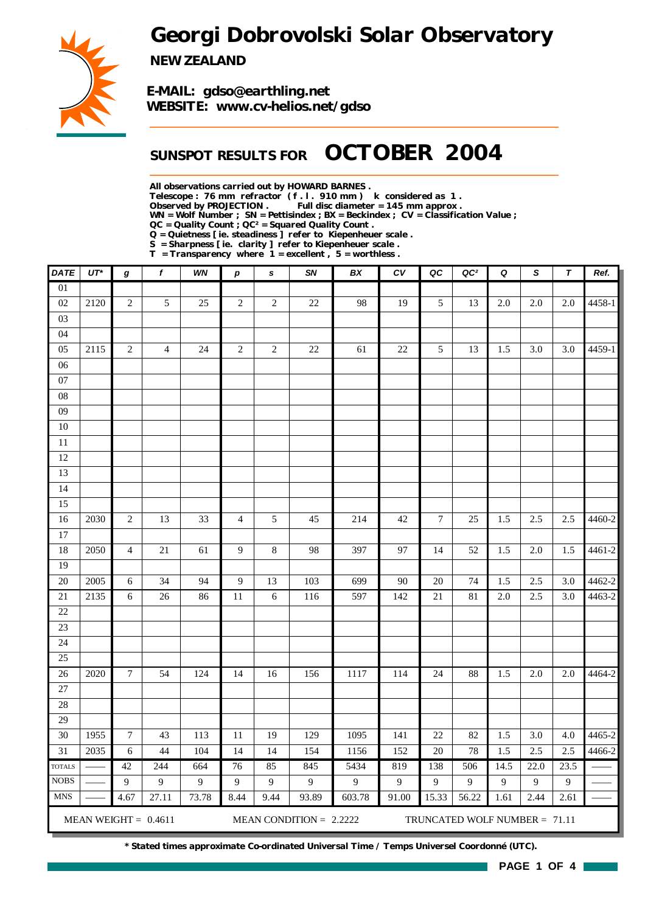# Georgi Dobrovolski Solar Observatory

**NEW ZEALAND**

**E-MAIL: gdso@earthling.net**
**WEBSITE: www.cv-helios.net/gdso**

## SUNSPOT RESULTS FOR OCTOBER 2004

**All observations carried out by HOWARD BARNES .**
**Telescope : 76 mm refractor ( f . l . 910 mm ) k considered as 1 .**
**Observed by PROJECTION . Full disc diameter = 145 mm approx .**
**WN = Wolf Number ; SN = Pettisindex ; BX = Beckindex ; CV = Classification Value ;**
**QC = Quality Count ; QC² = Squared Quality Count .**
**Q = Quietness [ ie. steadiness ] refer to Kiepenheuer scale .**
**S = Sharpness [ ie. clarity ] refer to Kiepenheuer scale .**
**T = Transparency where 1 = excellent , 5 = worthless .**

| DATE | UT* | g | f | WN | p | s | SN | BX | CV | QC | QC² | Q | S | T | Ref. |
|---|---|---|---|---|---|---|---|---|---|---|---|---|---|---|---|
| 01 | | | | | | | | | | | | | | | |
| 02 | 2120 | 2 | 5 | 25 | 2 | 2 | 22 | 98 | 19 | 5 | 13 | 2.0 | 2.0 | 2.0 | 4458-1 |
| 03 | | | | | | | | | | | | | | | |
| 04 | | | | | | | | | | | | | | | |
| 05 | 2115 | 2 | 4 | 24 | 2 | 2 | 22 | 61 | 22 | 5 | 13 | 1.5 | 3.0 | 3.0 | 4459-1 |
| 06 | | | | | | | | | | | | | | | |
| 07 | | | | | | | | | | | | | | | |
| 08 | | | | | | | | | | | | | | | |
| 09 | | | | | | | | | | | | | | | |
| 10 | | | | | | | | | | | | | | | |
| 11 | | | | | | | | | | | | | | | |
| 12 | | | | | | | | | | | | | | | |
| 13 | | | | | | | | | | | | | | | |
| 14 | | | | | | | | | | | | | | | |
| 15 | | | | | | | | | | | | | | | |
| 16 | 2030 | 2 | 13 | 33 | 4 | 5 | 45 | 214 | 42 | 7 | 25 | 1.5 | 2.5 | 2.5 | 4460-2 |
| 17 | | | | | | | | | | | | | | | |
| 18 | 2050 | 4 | 21 | 61 | 9 | 8 | 98 | 397 | 97 | 14 | 52 | 1.5 | 2.0 | 1.5 | 4461-2 |
| 19 | | | | | | | | | | | | | | | |
| 20 | 2005 | 6 | 34 | 94 | 9 | 13 | 103 | 699 | 90 | 20 | 74 | 1.5 | 2.5 | 3.0 | 4462-2 |
| 21 | 2135 | 6 | 26 | 86 | 11 | 6 | 116 | 597 | 142 | 21 | 81 | 2.0 | 2.5 | 3.0 | 4463-2 |
| 22 | | | | | | | | | | | | | | | |
| 23 | | | | | | | | | | | | | | | |
| 24 | | | | | | | | | | | | | | | |
| 25 | | | | | | | | | | | | | | | |
| 26 | 2020 | 7 | 54 | 124 | 14 | 16 | 156 | 1117 | 114 | 24 | 88 | 1.5 | 2.0 | 2.0 | 4464-2 |
| 27 | | | | | | | | | | | | | | | |
| 28 | | | | | | | | | | | | | | | |
| 29 | | | | | | | | | | | | | | | |
| 30 | 1955 | 7 | 43 | 113 | 11 | 19 | 129 | 1095 | 141 | 22 | 82 | 1.5 | 3.0 | 4.0 | 4465-2 |
| 31 | 2035 | 6 | 44 | 104 | 14 | 14 | 154 | 1156 | 152 | 20 | 78 | 1.5 | 2.5 | 2.5 | 4466-2 |
| TOTALS | —— | 42 | 244 | 664 | 76 | 85 | 845 | 5434 | 819 | 138 | 506 | 14.5 | 22.0 | 23.5 | —— |
| NOBS | —— | 9 | 9 | 9 | 9 | 9 | 9 | 9 | 9 | 9 | 9 | 9 | 9 | 9 | —— |
| MNS | —— | 4.67 | 27.11 | 73.78 | 8.44 | 9.44 | 93.89 | 603.78 | 91.00 | 15.33 | 56.22 | 1.61 | 2.44 | 2.61 | —— |

MEAN WEIGHT = 0.4611 MEAN CONDITION = 2.2222 TRUNCATED WOLF NUMBER = 71.11

**\* Stated times approximate Co-ordinated Universal Time / Temps Universel Coordonné (UTC).**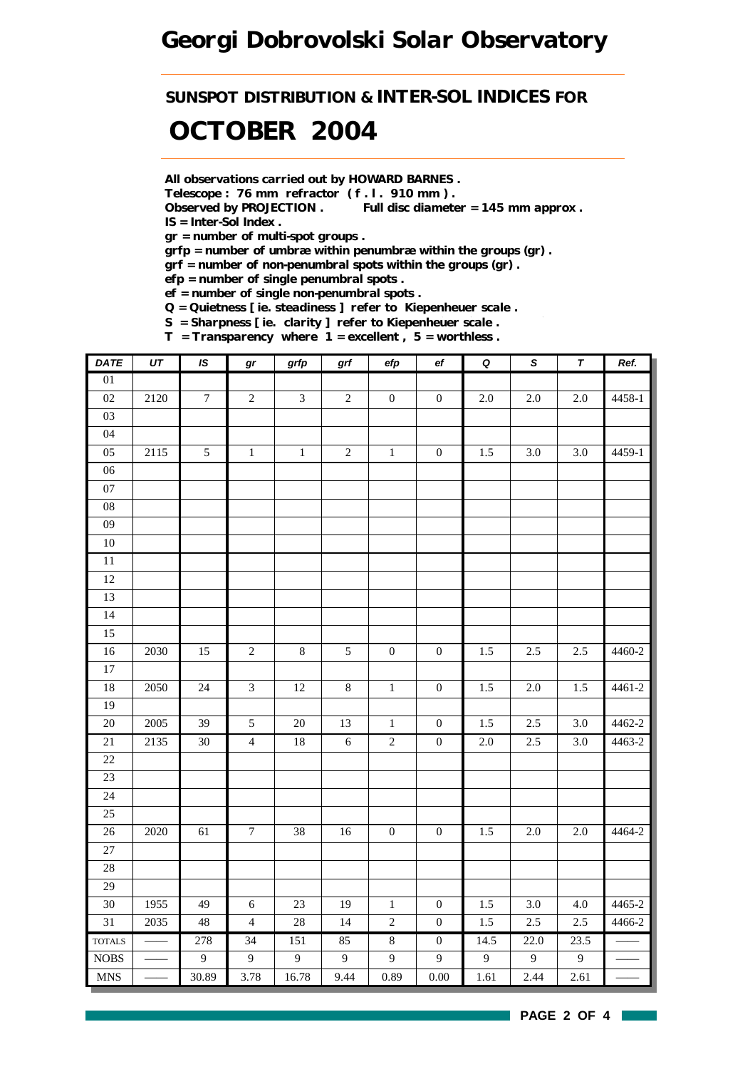# Georgi Dobrovolski Solar Observatory

## SUNSPOT DISTRIBUTION & INTER-SOL INDICES FOR

# OCTOBER 2004

**All observations carried out by HOWARD BARNES .**
**Telescope : 76 mm refractor ( f . l . 910 mm ) .**
**Observed by PROJECTION . Full disc diameter = 145 mm approx .**
**IS = Inter-Sol Index .**
**gr = number of multi-spot groups .**
**grfp = number of umbræ within penumbræ within the groups (gr) .**
**grf = number of non-penumbral spots within the groups (gr) .**
**efp = number of single penumbral spots .**
**ef = number of single non-penumbral spots .**
**Q = Quietness [ ie. steadiness ] refer to Kiepenheuer scale .**
**S = Sharpness [ ie. clarity ] refer to Kiepenheuer scale .**
**T = Transparency where 1 = excellent , 5 = worthless .**

| DATE | UT | IS | gr | grfp | grf | efp | ef | Q | S | T | Ref. |
|---|---|---|---|---|---|---|---|---|---|---|---|
| 01 | | | | | | | | | | | |
| 02 | 2120 | 7 | 2 | 3 | 2 | 0 | 0 | 2.0 | 2.0 | 2.0 | 4458-1 |
| 03 | | | | | | | | | | | |
| 04 | | | | | | | | | | | |
| 05 | 2115 | 5 | 1 | 1 | 2 | 1 | 0 | 1.5 | 3.0 | 3.0 | 4459-1 |
| 06 | | | | | | | | | | | |
| 07 | | | | | | | | | | | |
| 08 | | | | | | | | | | | |
| 09 | | | | | | | | | | | |
| 10 | | | | | | | | | | | |
| 11 | | | | | | | | | | | |
| 12 | | | | | | | | | | | |
| 13 | | | | | | | | | | | |
| 14 | | | | | | | | | | | |
| 15 | | | | | | | | | | | |
| 16 | 2030 | 15 | 2 | 8 | 5 | 0 | 0 | 1.5 | 2.5 | 2.5 | 4460-2 |
| 17 | | | | | | | | | | | |
| 18 | 2050 | 24 | 3 | 12 | 8 | 1 | 0 | 1.5 | 2.0 | 1.5 | 4461-2 |
| 19 | | | | | | | | | | | |
| 20 | 2005 | 39 | 5 | 20 | 13 | 1 | 0 | 1.5 | 2.5 | 3.0 | 4462-2 |
| 21 | 2135 | 30 | 4 | 18 | 6 | 2 | 0 | 2.0 | 2.5 | 3.0 | 4463-2 |
| 22 | | | | | | | | | | | |
| 23 | | | | | | | | | | | |
| 24 | | | | | | | | | | | |
| 25 | | | | | | | | | | | |
| 26 | 2020 | 61 | 7 | 38 | 16 | 0 | 0 | 1.5 | 2.0 | 2.0 | 4464-2 |
| 27 | | | | | | | | | | | |
| 28 | | | | | | | | | | | |
| 29 | | | | | | | | | | | |
| 30 | 1955 | 49 | 6 | 23 | 19 | 1 | 0 | 1.5 | 3.0 | 4.0 | 4465-2 |
| 31 | 2035 | 48 | 4 | 28 | 14 | 2 | 0 | 1.5 | 2.5 | 2.5 | 4466-2 |
| TOTALS | —— | 278 | 34 | 151 | 85 | 8 | 0 | 14.5 | 22.0 | 23.5 | —— |
| NOBS | —— | 9 | 9 | 9 | 9 | 9 | 9 | 9 | 9 | 9 | —— |
| MNS | —— | 30.89 | 3.78 | 16.78 | 9.44 | 0.89 | 0.00 | 1.61 | 2.44 | 2.61 | —— |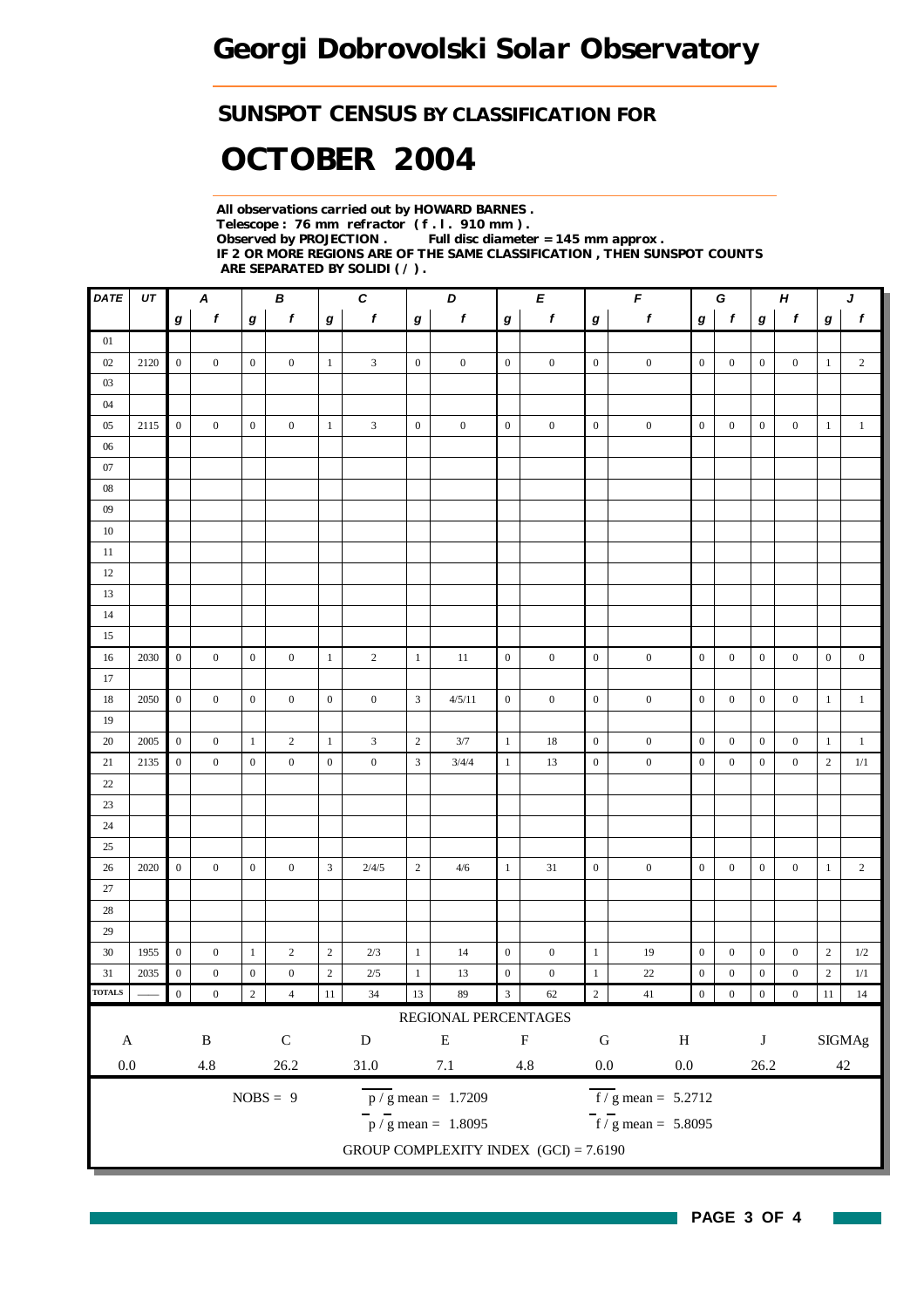# Georgi Dobrovolski Solar Observatory

## SUNSPOT CENSUS BY CLASSIFICATION FOR

# OCTOBER 2004

**All observations carried out by HOWARD BARNES .**
**Telescope : 76 mm refractor ( f . l . 910 mm ) .**
**Observed by PROJECTION . Full disc diameter = 145 mm approx .**
**IF 2 OR MORE REGIONS ARE OF THE SAME CLASSIFICATION , THEN SUNSPOT COUNTS ARE SEPARATED BY SOLIDI ( / ) .**

| DATE | UT | A | | B | | C | | D | | E | | F | | G | | H | | J | |
|---|---|---|---|---|---|---|---|---|---|---|---|---|---|---|---|---|---|---|---|
| | | g | f | g | f | g | f | g | f | g | f | g | f | g | f | g | f | g | f |
| 01 | | | | | | | | | | | | | | | | | | | |
| 02 | 2120 | 0 | 0 | 0 | 0 | 1 | 3 | 0 | 0 | 0 | 0 | 0 | 0 | 0 | 0 | 0 | 0 | 1 | 2 |
| 03 | | | | | | | | | | | | | | | | | | | |
| 04 | | | | | | | | | | | | | | | | | | | |
| 05 | 2115 | 0 | 0 | 0 | 0 | 1 | 3 | 0 | 0 | 0 | 0 | 0 | 0 | 0 | 0 | 0 | 0 | 1 | 1 |
| 06 | | | | | | | | | | | | | | | | | | | |
| 07 | | | | | | | | | | | | | | | | | | | |
| 08 | | | | | | | | | | | | | | | | | | | |
| 09 | | | | | | | | | | | | | | | | | | | |
| 10 | | | | | | | | | | | | | | | | | | | |
| 11 | | | | | | | | | | | | | | | | | | | |
| 12 | | | | | | | | | | | | | | | | | | | |
| 13 | | | | | | | | | | | | | | | | | | | |
| 14 | | | | | | | | | | | | | | | | | | | |
| 15 | | | | | | | | | | | | | | | | | | | |
| 16 | 2030 | 0 | 0 | 0 | 0 | 1 | 2 | 1 | 11 | 0 | 0 | 0 | 0 | 0 | 0 | 0 | 0 | 0 | 0 |
| 17 | | | | | | | | | | | | | | | | | | | |
| 18 | 2050 | 0 | 0 | 0 | 0 | 0 | 0 | 3 | 4/5/11 | 0 | 0 | 0 | 0 | 0 | 0 | 0 | 0 | 1 | 1 |
| 19 | | | | | | | | | | | | | | | | | | | |
| 20 | 2005 | 0 | 0 | 1 | 2 | 1 | 3 | 2 | 3/7 | 1 | 18 | 0 | 0 | 0 | 0 | 0 | 0 | 1 | 1 |
| 21 | 2135 | 0 | 0 | 0 | 0 | 0 | 0 | 3 | 3/4/4 | 1 | 13 | 0 | 0 | 0 | 0 | 0 | 0 | 2 | 1/1 |
| 22 | | | | | | | | | | | | | | | | | | | |
| 23 | | | | | | | | | | | | | | | | | | | |
| 24 | | | | | | | | | | | | | | | | | | | |
| 25 | | | | | | | | | | | | | | | | | | | |
| 26 | 2020 | 0 | 0 | 0 | 0 | 3 | 2/4/5 | 2 | 4/6 | 1 | 31 | 0 | 0 | 0 | 0 | 0 | 0 | 1 | 2 |
| 27 | | | | | | | | | | | | | | | | | | | |
| 28 | | | | | | | | | | | | | | | | | | | |
| 29 | | | | | | | | | | | | | | | | | | | |
| 30 | 1955 | 0 | 0 | 1 | 2 | 2 | 2/3 | 1 | 14 | 0 | 0 | 1 | 19 | 0 | 0 | 0 | 0 | 2 | 1/2 |
| 31 | 2035 | 0 | 0 | 0 | 0 | 2 | 2/5 | 1 | 13 | 0 | 0 | 1 | 22 | 0 | 0 | 0 | 0 | 2 | 1/1 |
| TOTALS | —— | 0 | 0 | 2 | 4 | 11 | 34 | 13 | 89 | 3 | 62 | 2 | 41 | 0 | 0 | 0 | 0 | 11 | 14 |

REGIONAL PERCENTAGES

| A | B | C | D | E | F | G | H | J | SIGMAg |
|---|---|---|---|---|---|---|---|---|---|
| 0.0 | 4.8 | 26.2 | 31.0 | 7.1 | 4.8 | 0.0 | 0.0 | 26.2 | 42 |

NOBS = 9

$p / g$ mean = 1.7209

$\overline{f} / g$ mean = 5.2712

$\overline{p} / g$ mean = 1.8095

$\overline{f} / \overline{g}$ mean = 5.8095

GROUP COMPLEXITY INDEX (GCI) = 7.6190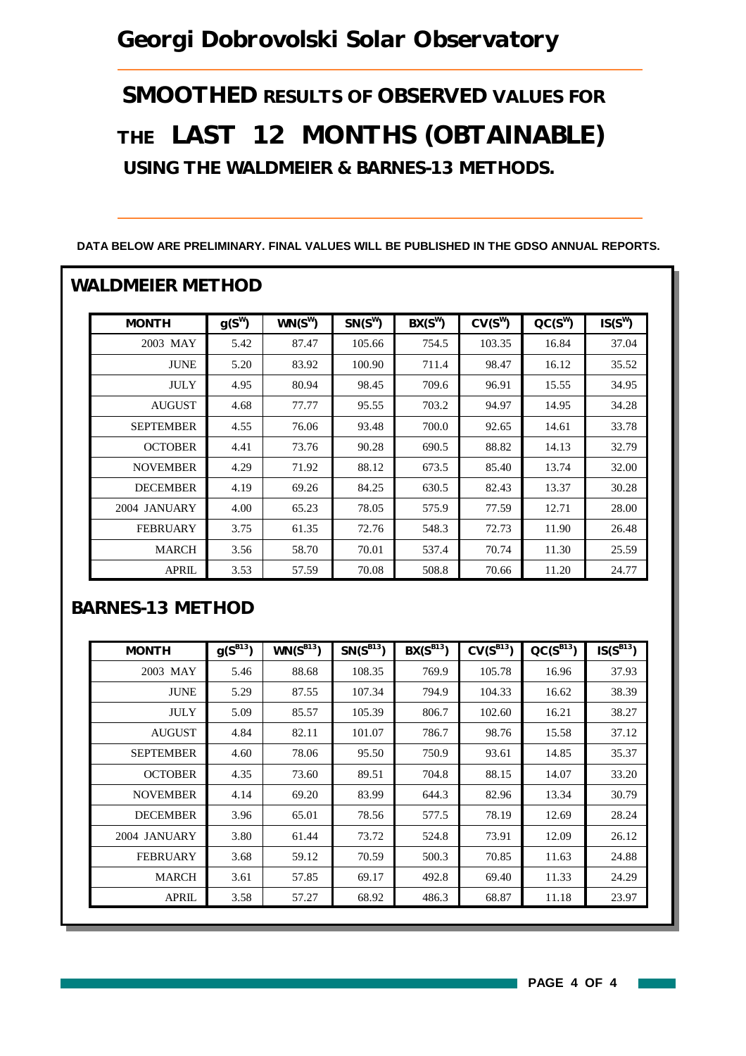# Georgi Dobrovolski Solar Observatory

## SMOOTHED RESULTS OF OBSERVED VALUES FOR THE LAST 12 MONTHS (OBTAINABLE) USING THE WALDMEIER & BARNES-13 METHODS.

**DATA BELOW ARE PRELIMINARY. FINAL VALUES WILL BE PUBLISHED IN THE GDSO ANNUAL REPORTS.**

### WALDMEIER METHOD

| MONTH | $g(S^W)$ | $WN(S^W)$ | $SN(S^W)$ | $BX(S^W)$ | $CV(S^W)$ | $QC(S^W)$ | $IS(S^W)$ |
|---|---|---|---|---|---|---|---|
| 2003 MAY | 5.42 | 87.47 | 105.66 | 754.5 | 103.35 | 16.84 | 37.04 |
| JUNE | 5.20 | 83.92 | 100.90 | 711.4 | 98.47 | 16.12 | 35.52 |
| JULY | 4.95 | 80.94 | 98.45 | 709.6 | 96.91 | 15.55 | 34.95 |
| AUGUST | 4.68 | 77.77 | 95.55 | 703.2 | 94.97 | 14.95 | 34.28 |
| SEPTEMBER | 4.55 | 76.06 | 93.48 | 700.0 | 92.65 | 14.61 | 33.78 |
| OCTOBER | 4.41 | 73.76 | 90.28 | 690.5 | 88.82 | 14.13 | 32.79 |
| NOVEMBER | 4.29 | 71.92 | 88.12 | 673.5 | 85.40 | 13.74 | 32.00 |
| DECEMBER | 4.19 | 69.26 | 84.25 | 630.5 | 82.43 | 13.37 | 30.28 |
| 2004 JANUARY | 4.00 | 65.23 | 78.05 | 575.9 | 77.59 | 12.71 | 28.00 |
| FEBRUARY | 3.75 | 61.35 | 72.76 | 548.3 | 72.73 | 11.90 | 26.48 |
| MARCH | 3.56 | 58.70 | 70.01 | 537.4 | 70.74 | 11.30 | 25.59 |
| APRIL | 3.53 | 57.59 | 70.08 | 508.8 | 70.66 | 11.20 | 24.77 |

### BARNES-13 METHOD

| MONTH | $g(S^{B13})$ | $WN(S^{B13})$ | $SN(S^{B13})$ | $BX(S^{B13})$ | $CV(S^{B13})$ | $QC(S^{B13})$ | $IS(S^{B13})$ |
|---|---|---|---|---|---|---|---|
| 2003 MAY | 5.46 | 88.68 | 108.35 | 769.9 | 105.78 | 16.96 | 37.93 |
| JUNE | 5.29 | 87.55 | 107.34 | 794.9 | 104.33 | 16.62 | 38.39 |
| JULY | 5.09 | 85.57 | 105.39 | 806.7 | 102.60 | 16.21 | 38.27 |
| AUGUST | 4.84 | 82.11 | 101.07 | 786.7 | 98.76 | 15.58 | 37.12 |
| SEPTEMBER | 4.60 | 78.06 | 95.50 | 750.9 | 93.61 | 14.85 | 35.37 |
| OCTOBER | 4.35 | 73.60 | 89.51 | 704.8 | 88.15 | 14.07 | 33.20 |
| NOVEMBER | 4.14 | 69.20 | 83.99 | 644.3 | 82.96 | 13.34 | 30.79 |
| DECEMBER | 3.96 | 65.01 | 78.56 | 577.5 | 78.19 | 12.69 | 28.24 |
| 2004 JANUARY | 3.80 | 61.44 | 73.72 | 524.8 | 73.91 | 12.09 | 26.12 |
| FEBRUARY | 3.68 | 59.12 | 70.59 | 500.3 | 70.85 | 11.63 | 24.88 |
| MARCH | 3.61 | 57.85 | 69.17 | 492.8 | 69.40 | 11.33 | 24.29 |
| APRIL | 3.58 | 57.27 | 68.92 | 486.3 | 68.87 | 11.18 | 23.97 |